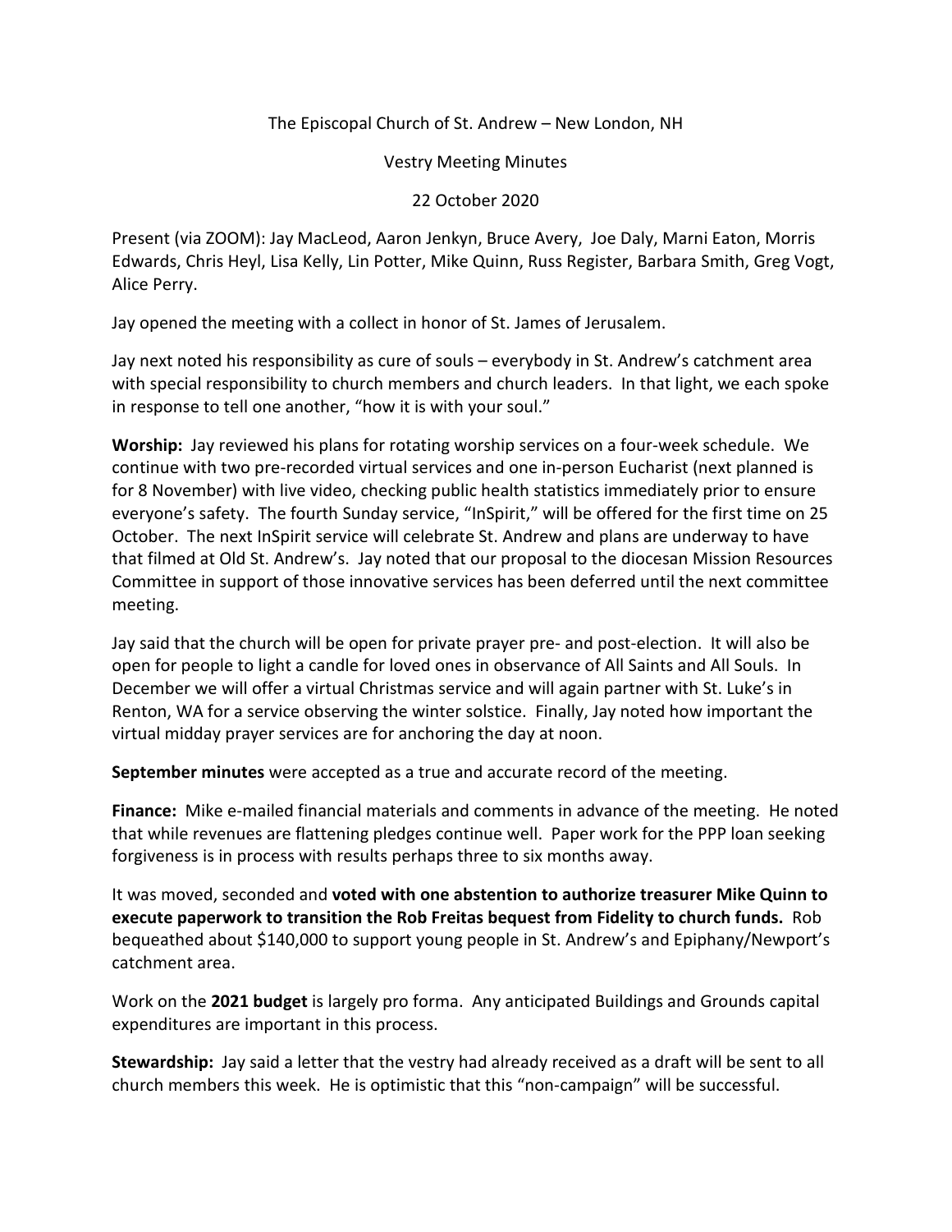The Episcopal Church of St. Andrew – New London, NH

Vestry Meeting Minutes

22 October 2020

Present (via ZOOM): Jay MacLeod, Aaron Jenkyn, Bruce Avery, Joe Daly, Marni Eaton, Morris Edwards, Chris Heyl, Lisa Kelly, Lin Potter, Mike Quinn, Russ Register, Barbara Smith, Greg Vogt, Alice Perry.

Jay opened the meeting with a collect in honor of St. James of Jerusalem.

Jay next noted his responsibility as cure of souls – everybody in St. Andrew's catchment area with special responsibility to church members and church leaders. In that light, we each spoke in response to tell one another, "how it is with your soul."

**Worship:** Jay reviewed his plans for rotating worship services on a four-week schedule. We continue with two pre-recorded virtual services and one in-person Eucharist (next planned is for 8 November) with live video, checking public health statistics immediately prior to ensure everyone's safety. The fourth Sunday service, "InSpirit," will be offered for the first time on 25 October. The next InSpirit service will celebrate St. Andrew and plans are underway to have that filmed at Old St. Andrew's. Jay noted that our proposal to the diocesan Mission Resources Committee in support of those innovative services has been deferred until the next committee meeting.

Jay said that the church will be open for private prayer pre- and post-election. It will also be open for people to light a candle for loved ones in observance of All Saints and All Souls. In December we will offer a virtual Christmas service and will again partner with St. Luke's in Renton, WA for a service observing the winter solstice. Finally, Jay noted how important the virtual midday prayer services are for anchoring the day at noon.

**September minutes** were accepted as a true and accurate record of the meeting.

**Finance:** Mike e-mailed financial materials and comments in advance of the meeting. He noted that while revenues are flattening pledges continue well. Paper work for the PPP loan seeking forgiveness is in process with results perhaps three to six months away.

It was moved, seconded and **voted with one abstention to authorize treasurer Mike Quinn to execute paperwork to transition the Rob Freitas bequest from Fidelity to church funds.** Rob bequeathed about $140,000 to support young people in St. Andrew's and Epiphany/Newport's catchment area.

Work on the **2021 budget** is largely pro forma. Any anticipated Buildings and Grounds capital expenditures are important in this process.

**Stewardship:** Jay said a letter that the vestry had already received as a draft will be sent to all church members this week. He is optimistic that this "non-campaign" will be successful.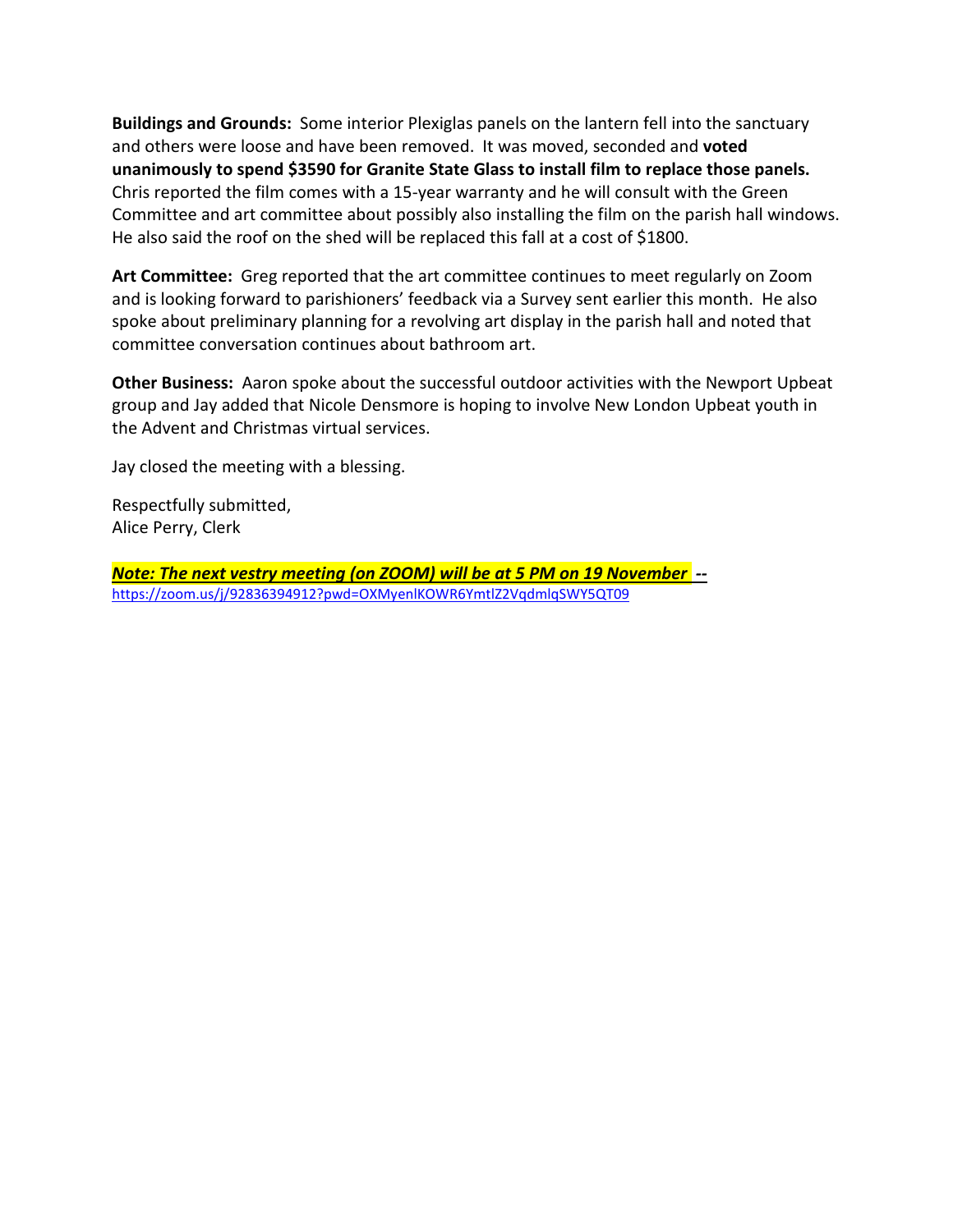**Buildings and Grounds:** Some interior Plexiglas panels on the lantern fell into the sanctuary and others were loose and have been removed. It was moved, seconded and **voted unanimously to spend $3590 for Granite State Glass to install film to replace those panels.** Chris reported the film comes with a 15-year warranty and he will consult with the Green Committee and art committee about possibly also installing the film on the parish hall windows. He also said the roof on the shed will be replaced this fall at a cost of $1800.

**Art Committee:** Greg reported that the art committee continues to meet regularly on Zoom and is looking forward to parishioners' feedback via a Survey sent earlier this month. He also spoke about preliminary planning for a revolving art display in the parish hall and noted that committee conversation continues about bathroom art.

**Other Business:** Aaron spoke about the successful outdoor activities with the Newport Upbeat group and Jay added that Nicole Densmore is hoping to involve New London Upbeat youth in the Advent and Christmas virtual services.

Jay closed the meeting with a blessing.

Respectfully submitted,
Alice Perry, Clerk

***Note: The next vestry meeting (on ZOOM) will be at 5 PM on 19 November*** --
https://zoom.us/j/92836394912?pwd=OXMyenlKOWR6YmtlZ2VqdmlqSWY5QT09